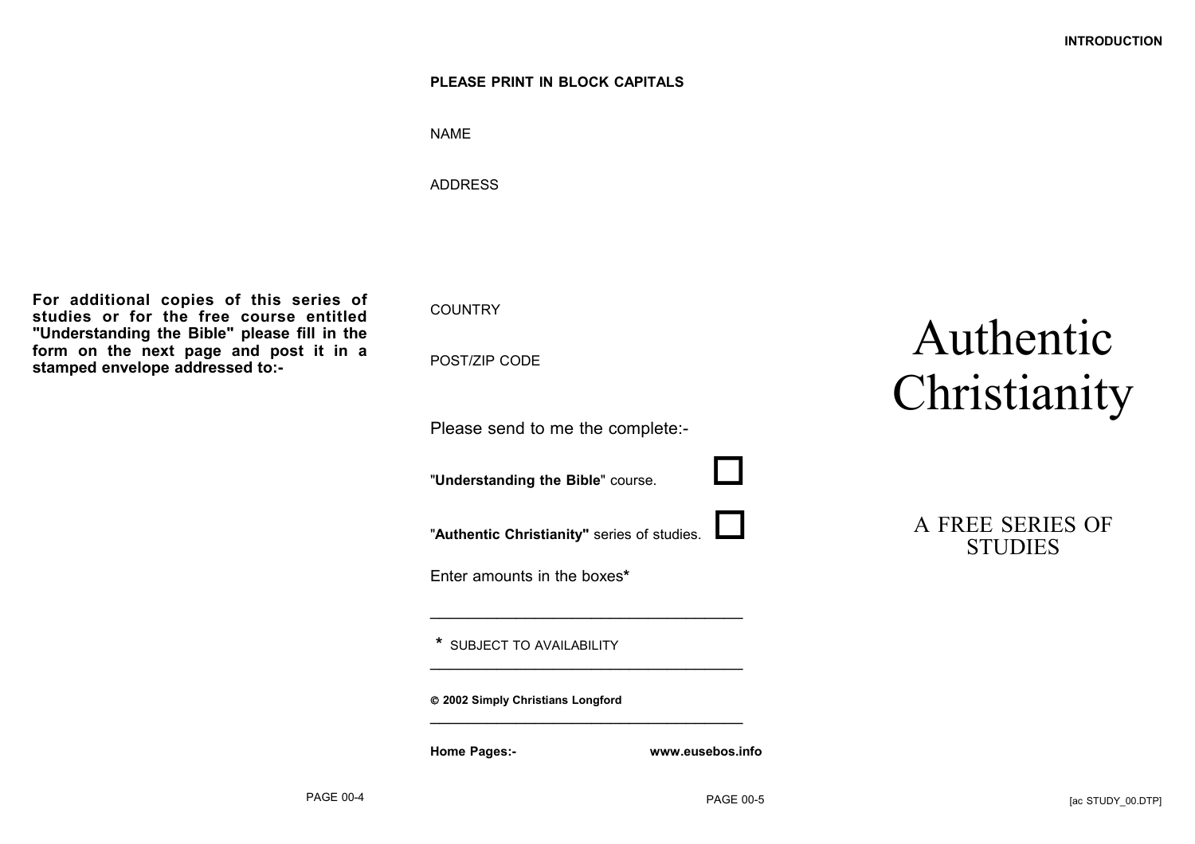For additional copies of this series of studies or for the free course entitled "Understanding the Bible" please fill in the form on the next page and post it in a stamped envelope addressed to:-

**PLEASE PRINT IN BLOCK CAPITALS**

NAME

ADDRESS

COUNTRY

POST/ZIP CODE

Please send to me the complete:-

"**Understanding the Bible**" course. ☐

"**Authentic Christianity"** series of studies. ☐

Enter amounts in the boxes*

---

\* SUBJECT TO AVAILABILITY

---

**© 2002 Simply Christians Longford**

---

**Home Pages:-** **www.eusebos.info**

# Authentic Christianity

## A FREE SERIES OF STUDIES

[ac STUDY_00.DTP]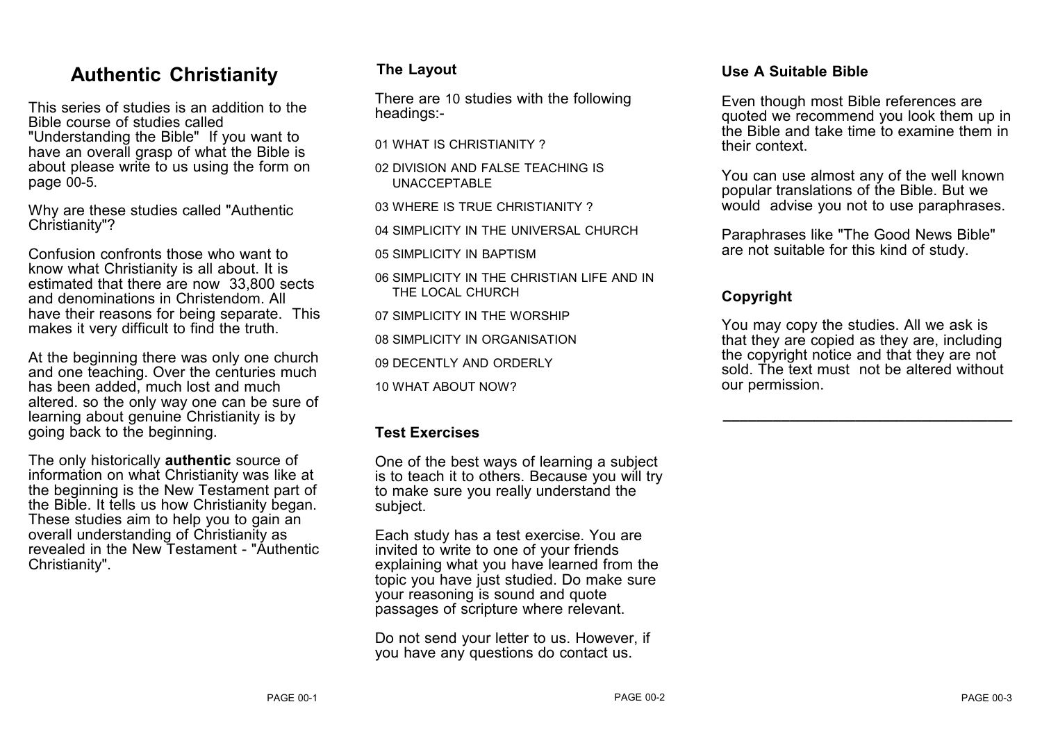# Authentic Christianity

This series of studies is an addition to the Bible course of studies called "Understanding the Bible" If you want to have an overall grasp of what the Bible is about please write to us using the form on page 00-5.

Why are these studies called "Authentic Christianity"?

Confusion confronts those who want to know what Christianity is all about. It is estimated that there are now 33,800 sects and denominations in Christendom. All have their reasons for being separate. This makes it very difficult to find the truth.

At the beginning there was only one church and one teaching. Over the centuries much has been added, much lost and much altered. so the only way one can be sure of learning about genuine Christianity is by going back to the beginning.

The only historically **authentic** source of information on what Christianity was like at the beginning is the New Testament part of the Bible. It tells us how Christianity began. These studies aim to help you to gain an overall understanding of Christianity as revealed in the New Testament - "Authentic Christianity".

## The Layout

There are 10 studies with the following headings:-

01 WHAT IS CHRISTIANITY ?

02 DIVISION AND FALSE TEACHING IS UNACCEPTABLE

03 WHERE IS TRUE CHRISTIANITY ?

04 SIMPLICITY IN THE UNIVERSAL CHURCH

05 SIMPLICITY IN BAPTISM

06 SIMPLICITY IN THE CHRISTIAN LIFE AND IN THE LOCAL CHURCH

07 SIMPLICITY IN THE WORSHIP

08 SIMPLICITY IN ORGANISATION

09 DECENTLY AND ORDERLY

10 WHAT ABOUT NOW?

## Test Exercises

One of the best ways of learning a subject is to teach it to others. Because you will try to make sure you really understand the subject.

Each study has a test exercise. You are invited to write to one of your friends explaining what you have learned from the topic you have just studied. Do make sure your reasoning is sound and quote passages of scripture where relevant.

Do not send your letter to us. However, if you have any questions do contact us.

## Use A Suitable Bible

Even though most Bible references are quoted we recommend you look them up in the Bible and take time to examine them in their context.

You can use almost any of the well known popular translations of the Bible. But we would advise you not to use paraphrases.

Paraphrases like "The Good News Bible" are not suitable for this kind of study.

## Copyright

You may copy the studies. All we ask is that they are copied as they are, including the copyright notice and that they are not sold. The text must not be altered without our permission.

---